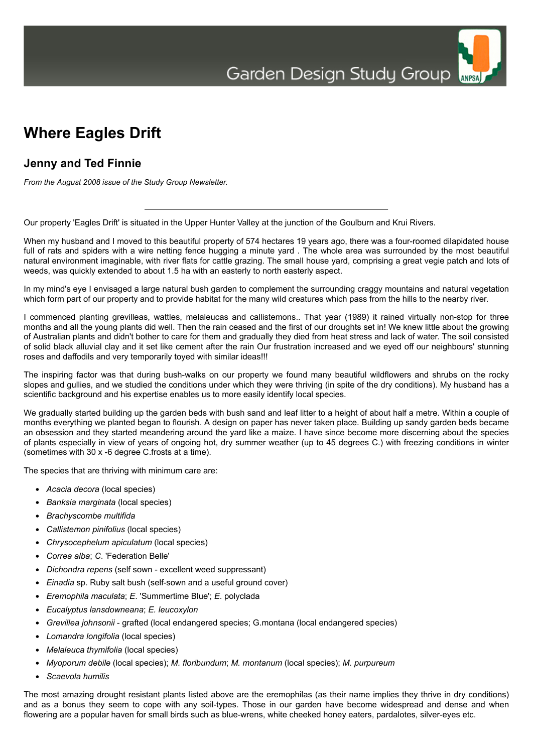# Where Eagles Drift

## Jenny and Ted Finnie

*From the August 2008 issue of the Study Group Newsletter.*

---

Our property 'Eagles Drift' is situated in the Upper Hunter Valley at the junction of the Goulburn and Krui Rivers.

When my husband and I moved to this beautiful property of 574 hectares 19 years ago, there was a four-roomed dilapidated house full of rats and spiders with a wire netting fence hugging a minute yard . The whole area was surrounded by the most beautiful natural environment imaginable, with river flats for cattle grazing. The small house yard, comprising a great vegie patch and lots of weeds, was quickly extended to about 1.5 ha with an easterly to north easterly aspect.

In my mind's eye I envisaged a large natural bush garden to complement the surrounding craggy mountains and natural vegetation which form part of our property and to provide habitat for the many wild creatures which pass from the hills to the nearby river.

I commenced planting grevilleas, wattles, melaleucas and callistemons.. That year (1989) it rained virtually non-stop for three months and all the young plants did well. Then the rain ceased and the first of our droughts set in! We knew little about the growing of Australian plants and didn't bother to care for them and gradually they died from heat stress and lack of water. The soil consisted of solid black alluvial clay and it set like cement after the rain Our frustration increased and we eyed off our neighbours' stunning roses and daffodils and very temporarily toyed with similar ideas!!!

The inspiring factor was that during bush-walks on our property we found many beautiful wildflowers and shrubs on the rocky slopes and gullies, and we studied the conditions under which they were thriving (in spite of the dry conditions). My husband has a scientific background and his expertise enables us to more easily identify local species.

We gradually started building up the garden beds with bush sand and leaf litter to a height of about half a metre. Within a couple of months everything we planted began to flourish. A design on paper has never taken place. Building up sandy garden beds became an obsession and they started meandering around the yard like a maize. I have since become more discerning about the species of plants especially in view of years of ongoing hot, dry summer weather (up to 45 degrees C.) with freezing conditions in winter (sometimes with 30 x -6 degree C.frosts at a time).

The species that are thriving with minimum care are:

- *Acacia decora* (local species)
- *Banksia marginata* (local species)
- *Brachyscombe multifida*
- *Callistemon pinifolius* (local species)
- *Chrysocephelum apiculatum* (local species)
- *Correa alba*; *C.* 'Federation Belle'
- *Dichondra repens* (self sown - excellent weed suppressant)
- *Einadia* sp. Ruby salt bush (self-sown and a useful ground cover)
- *Eremophila maculata*; *E.* 'Summertime Blue'; *E.* polyclada
- *Eucalyptus lansdowneana*; *E. leucoxylon*
- *Grevillea johnsonii* - grafted (local endangered species; G.montana (local endangered species)
- *Lomandra longifolia* (local species)
- *Melaleuca thymifolia* (local species)
- *Myoporum debile* (local species); *M. floribundum*; *M. montanum* (local species); *M. purpureum*
- *Scaevola humilis*

The most amazing drought resistant plants listed above are the eremophilas (as their name implies they thrive in dry conditions) and as a bonus they seem to cope with any soil-types. Those in our garden have become widespread and dense and when flowering are a popular haven for small birds such as blue-wrens, white cheeked honey eaters, pardalotes, silver-eyes etc.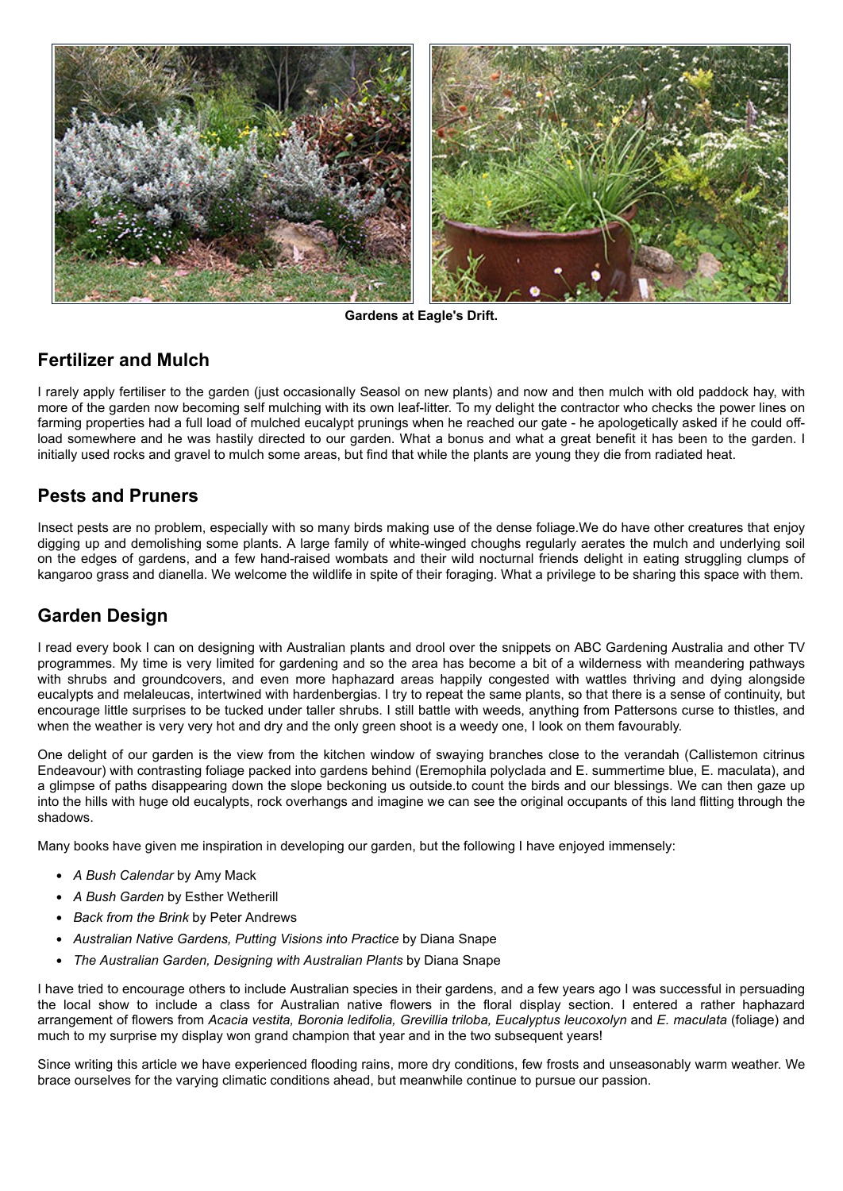**Gardens at Eagle's Drift.**

## Fertilizer and Mulch

I rarely apply fertiliser to the garden (just occasionally Seasol on new plants) and now and then mulch with old paddock hay, with more of the garden now becoming self mulching with its own leaf-litter. To my delight the contractor who checks the power lines on farming properties had a full load of mulched eucalypt prunings when he reached our gate - he apologetically asked if he could off-load somewhere and he was hastily directed to our garden. What a bonus and what a great benefit it has been to the garden. I initially used rocks and gravel to mulch some areas, but find that while the plants are young they die from radiated heat.

## Pests and Pruners

Insect pests are no problem, especially with so many birds making use of the dense foliage.We do have other creatures that enjoy digging up and demolishing some plants. A large family of white-winged choughs regularly aerates the mulch and underlying soil on the edges of gardens, and a few hand-raised wombats and their wild nocturnal friends delight in eating struggling clumps of kangaroo grass and dianella. We welcome the wildlife in spite of their foraging. What a privilege to be sharing this space with them.

## Garden Design

I read every book I can on designing with Australian plants and drool over the snippets on ABC Gardening Australia and other TV programmes. My time is very limited for gardening and so the area has become a bit of a wilderness with meandering pathways with shrubs and groundcovers, and even more haphazard areas happily congested with wattles thriving and dying alongside eucalypts and melaleucas, intertwined with hardenbergias. I try to repeat the same plants, so that there is a sense of continuity, but encourage little surprises to be tucked under taller shrubs. I still battle with weeds, anything from Pattersons curse to thistles, and when the weather is very very hot and dry and the only green shoot is a weedy one, I look on them favourably.

One delight of our garden is the view from the kitchen window of swaying branches close to the verandah (Callistemon citrinus Endeavour) with contrasting foliage packed into gardens behind (Eremophila polyclada and E. summertime blue, E. maculata), and a glimpse of paths disappearing down the slope beckoning us outside.to count the birds and our blessings. We can then gaze up into the hills with huge old eucalypts, rock overhangs and imagine we can see the original occupants of this land flitting through the shadows.

Many books have given me inspiration in developing our garden, but the following I have enjoyed immensely:

- *A Bush Calendar* by Amy Mack
- *A Bush Garden* by Esther Wetherill
- *Back from the Brink* by Peter Andrews
- *Australian Native Gardens, Putting Visions into Practice* by Diana Snape
- *The Australian Garden, Designing with Australian Plants* by Diana Snape

I have tried to encourage others to include Australian species in their gardens, and a few years ago I was successful in persuading the local show to include a class for Australian native flowers in the floral display section. I entered a rather haphazard arrangement of flowers from *Acacia vestita, Boronia ledifolia, Grevillia triloba, Eucalyptus leucoxolyn* and *E. maculata* (foliage) and much to my surprise my display won grand champion that year and in the two subsequent years!

Since writing this article we have experienced flooding rains, more dry conditions, few frosts and unseasonably warm weather. We brace ourselves for the varying climatic conditions ahead, but meanwhile continue to pursue our passion.